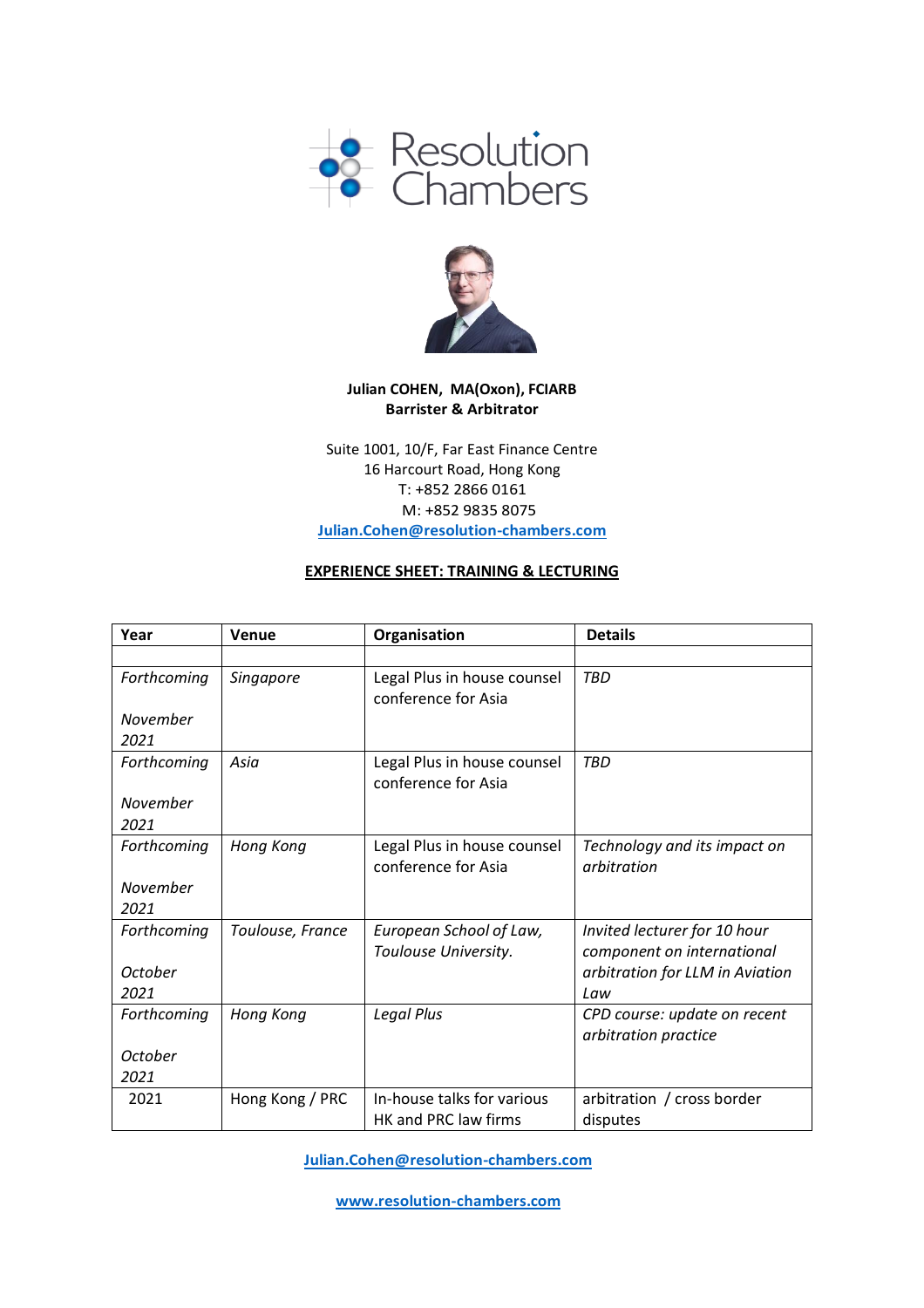Resolution Chambers

**Julian COHEN, MA(Oxon), FCIARB**
**Barrister & Arbitrator**

Suite 1001, 10/F, Far East Finance Centre
16 Harcourt Road, Hong Kong
T: +852 2866 0161
M: +852 9835 8075
Julian.Cohen@resolution-chambers.com

## EXPERIENCE SHEET: TRAINING & LECTURING

| Year | Venue | Organisation | Details |
|---|---|---|---|
| | | | |
| *Forthcoming* *November 2021* | *Singapore* | Legal Plus in house counsel conference for Asia | *TBD* |
| *Forthcoming* *November 2021* | *Asia* | Legal Plus in house counsel conference for Asia | *TBD* |
| *Forthcoming* *November 2021* | *Hong Kong* | Legal Plus in house counsel conference for Asia | *Technology and its impact on arbitration* |
| *Forthcoming* *October 2021* | *Toulouse, France* | *European School of Law, Toulouse University.* | *Invited lecturer for 10 hour component on international arbitration for LLM in Aviation Law* |
| *Forthcoming* *October 2021* | *Hong Kong* | *Legal Plus* | *CPD course: update on recent arbitration practice* |
| 2021 | Hong Kong / PRC | In-house talks for various HK and PRC law firms | arbitration / cross border disputes |

Julian.Cohen@resolution-chambers.com

www.resolution-chambers.com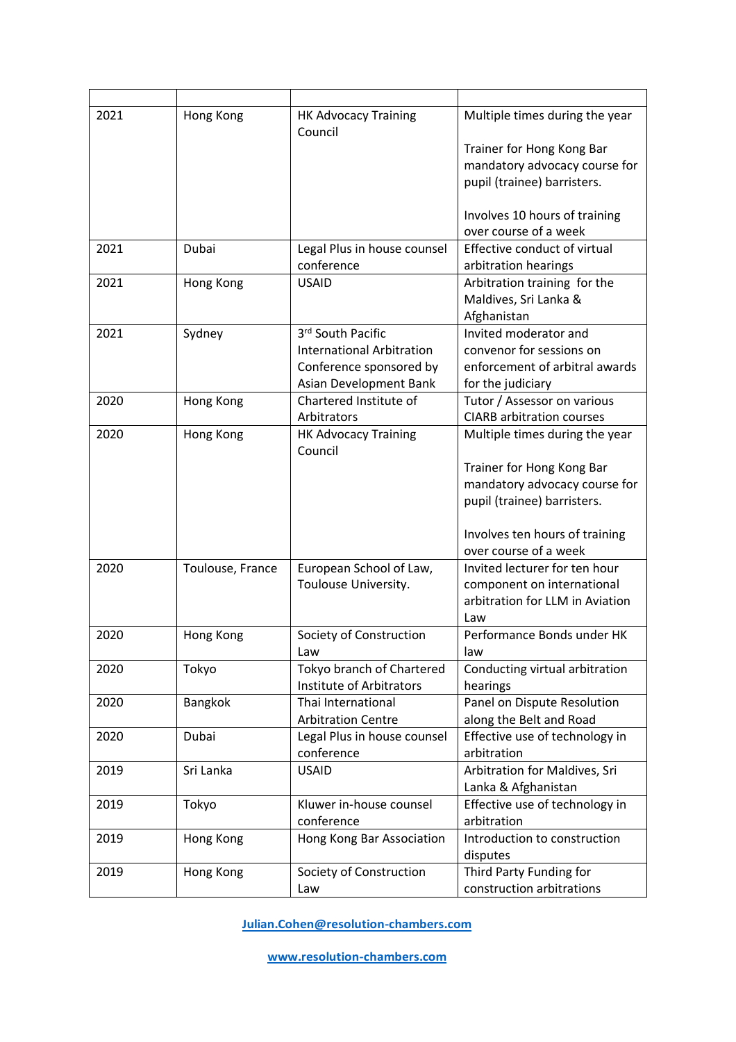| | | | |
|---|---|---|---|
| 2021 | Hong Kong | HK Advocacy Training Council | Multiple times during the year<br><br>Trainer for Hong Kong Bar mandatory advocacy course for pupil (trainee) barristers.<br><br>Involves 10 hours of training over course of a week |
| 2021 | Dubai | Legal Plus in house counsel conference | Effective conduct of virtual arbitration hearings |
| 2021 | Hong Kong | USAID | Arbitration training for the Maldives, Sri Lanka & Afghanistan |
| 2021 | Sydney | 3rd South Pacific International Arbitration Conference sponsored by Asian Development Bank | Invited moderator and convenor for sessions on enforcement of arbitral awards for the judiciary |
| 2020 | Hong Kong | Chartered Institute of Arbitrators | Tutor / Assessor on various CIARB arbitration courses |
| 2020 | Hong Kong | HK Advocacy Training Council | Multiple times during the year<br><br>Trainer for Hong Kong Bar mandatory advocacy course for pupil (trainee) barristers.<br><br>Involves ten hours of training over course of a week |
| 2020 | Toulouse, France | European School of Law, Toulouse University. | Invited lecturer for ten hour component on international arbitration for LLM in Aviation Law |
| 2020 | Hong Kong | Society of Construction Law | Performance Bonds under HK law |
| 2020 | Tokyo | Tokyo branch of Chartered Institute of Arbitrators | Conducting virtual arbitration hearings |
| 2020 | Bangkok | Thai International Arbitration Centre | Panel on Dispute Resolution along the Belt and Road |
| 2020 | Dubai | Legal Plus in house counsel conference | Effective use of technology in arbitration |
| 2019 | Sri Lanka | USAID | Arbitration for Maldives, Sri Lanka & Afghanistan |
| 2019 | Tokyo | Kluwer in-house counsel conference | Effective use of technology in arbitration |
| 2019 | Hong Kong | Hong Kong Bar Association | Introduction to construction disputes |
| 2019 | Hong Kong | Society of Construction Law | Third Party Funding for construction arbitrations |

**Julian.Cohen@resolution-chambers.com**

**www.resolution-chambers.com**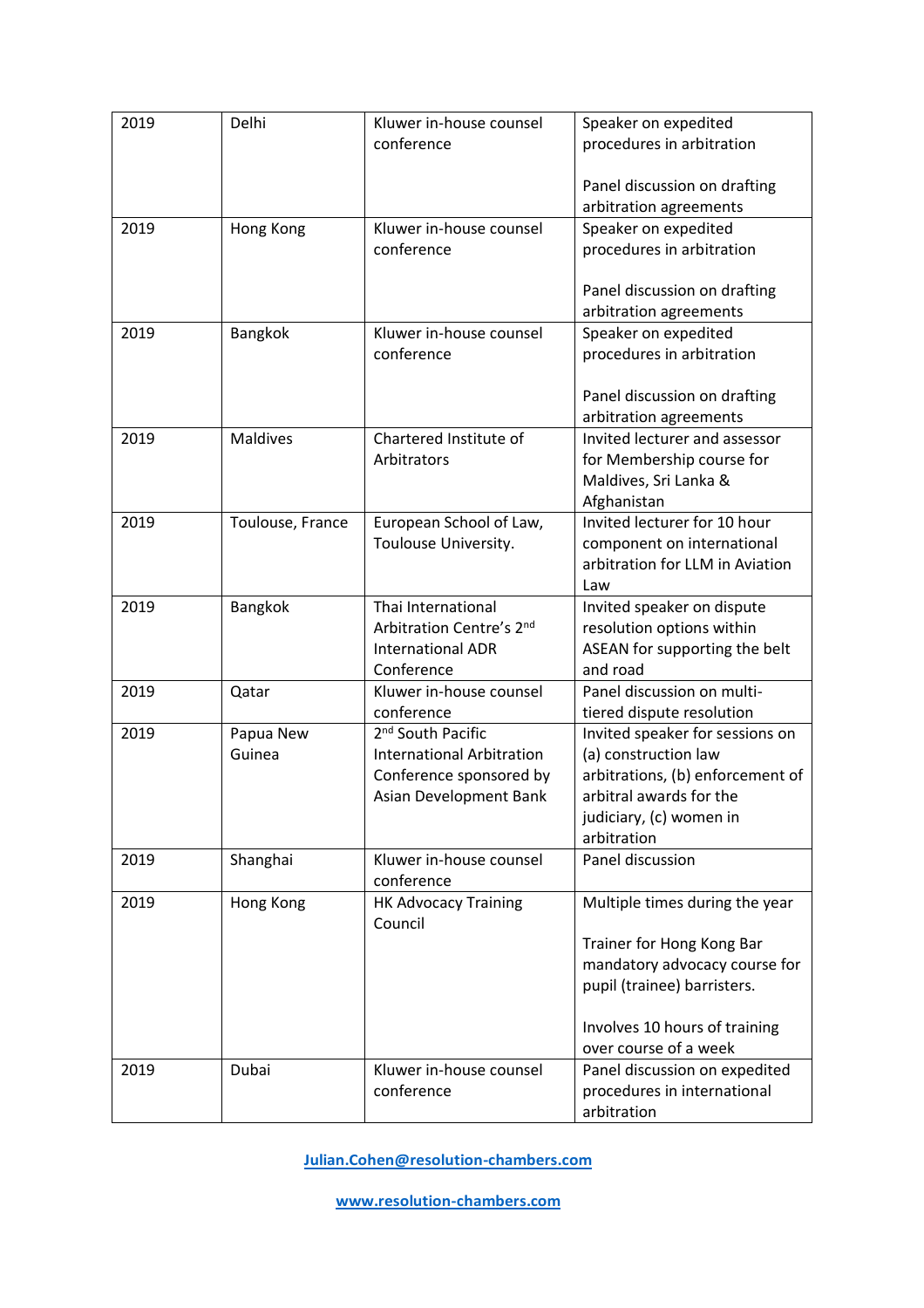| 2019 | Delhi | Kluwer in-house counsel conference | Speaker on expedited procedures in arbitration<br><br>Panel discussion on drafting arbitration agreements |
|---|---|---|---|
| 2019 | Hong Kong | Kluwer in-house counsel conference | Speaker on expedited procedures in arbitration<br><br>Panel discussion on drafting arbitration agreements |
| 2019 | Bangkok | Kluwer in-house counsel conference | Speaker on expedited procedures in arbitration<br><br>Panel discussion on drafting arbitration agreements |
| 2019 | Maldives | Chartered Institute of Arbitrators | Invited lecturer and assessor for Membership course for Maldives, Sri Lanka & Afghanistan |
| 2019 | Toulouse, France | European School of Law, Toulouse University. | Invited lecturer for 10 hour component on international arbitration for LLM in Aviation Law |
| 2019 | Bangkok | Thai International Arbitration Centre's 2nd International ADR Conference | Invited speaker on dispute resolution options within ASEAN for supporting the belt and road |
| 2019 | Qatar | Kluwer in-house counsel conference | Panel discussion on multi-tiered dispute resolution |
| 2019 | Papua New Guinea | 2nd South Pacific International Arbitration Conference sponsored by Asian Development Bank | Invited speaker for sessions on (a) construction law arbitrations, (b) enforcement of arbitral awards for the judiciary, (c) women in arbitration |
| 2019 | Shanghai | Kluwer in-house counsel conference | Panel discussion |
| 2019 | Hong Kong | HK Advocacy Training Council | Multiple times during the year<br><br>Trainer for Hong Kong Bar mandatory advocacy course for pupil (trainee) barristers.<br><br>Involves 10 hours of training over course of a week |
| 2019 | Dubai | Kluwer in-house counsel conference | Panel discussion on expedited procedures in international arbitration |

**Julian.Cohen@resolution-chambers.com**

**www.resolution-chambers.com**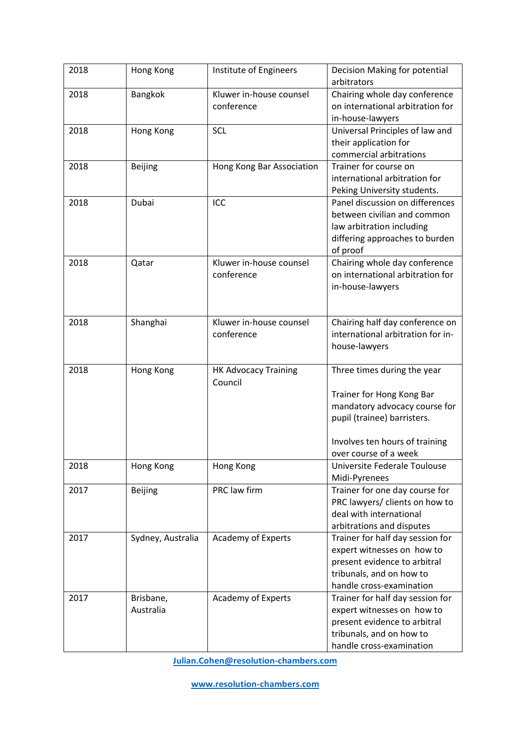| 2018 | Hong Kong | Institute of Engineers | Decision Making for potential arbitrators |
|---|---|---|---|
| 2018 | Bangkok | Kluwer in-house counsel conference | Chairing whole day conference on international arbitration for in-house-lawyers |
| 2018 | Hong Kong | SCL | Universal Principles of law and their application for commercial arbitrations |
| 2018 | Beijing | Hong Kong Bar Association | Trainer for course on international arbitration for Peking University students. |
| 2018 | Dubai | ICC | Panel discussion on differences between civilian and common law arbitration including differing approaches to burden of proof |
| 2018 | Qatar | Kluwer in-house counsel conference | Chairing whole day conference on international arbitration for in-house-lawyers |
| 2018 | Shanghai | Kluwer in-house counsel conference | Chairing half day conference on international arbitration for in-house-lawyers |
| 2018 | Hong Kong | HK Advocacy Training Council | Three times during the year<br><br>Trainer for Hong Kong Bar mandatory advocacy course for pupil (trainee) barristers.<br><br>Involves ten hours of training over course of a week |
| 2018 | Hong Kong | Hong Kong | Universite Federale Toulouse Midi-Pyrenees |
| 2017 | Beijing | PRC law firm | Trainer for one day course for PRC lawyers/ clients on how to deal with international arbitrations and disputes |
| 2017 | Sydney, Australia | Academy of Experts | Trainer for half day session for expert witnesses on how to present evidence to arbitral tribunals, and on how to handle cross-examination |
| 2017 | Brisbane, Australia | Academy of Experts | Trainer for half day session for expert witnesses on how to present evidence to arbitral tribunals, and on how to handle cross-examination |

Julian.Cohen@resolution-chambers.com

www.resolution-chambers.com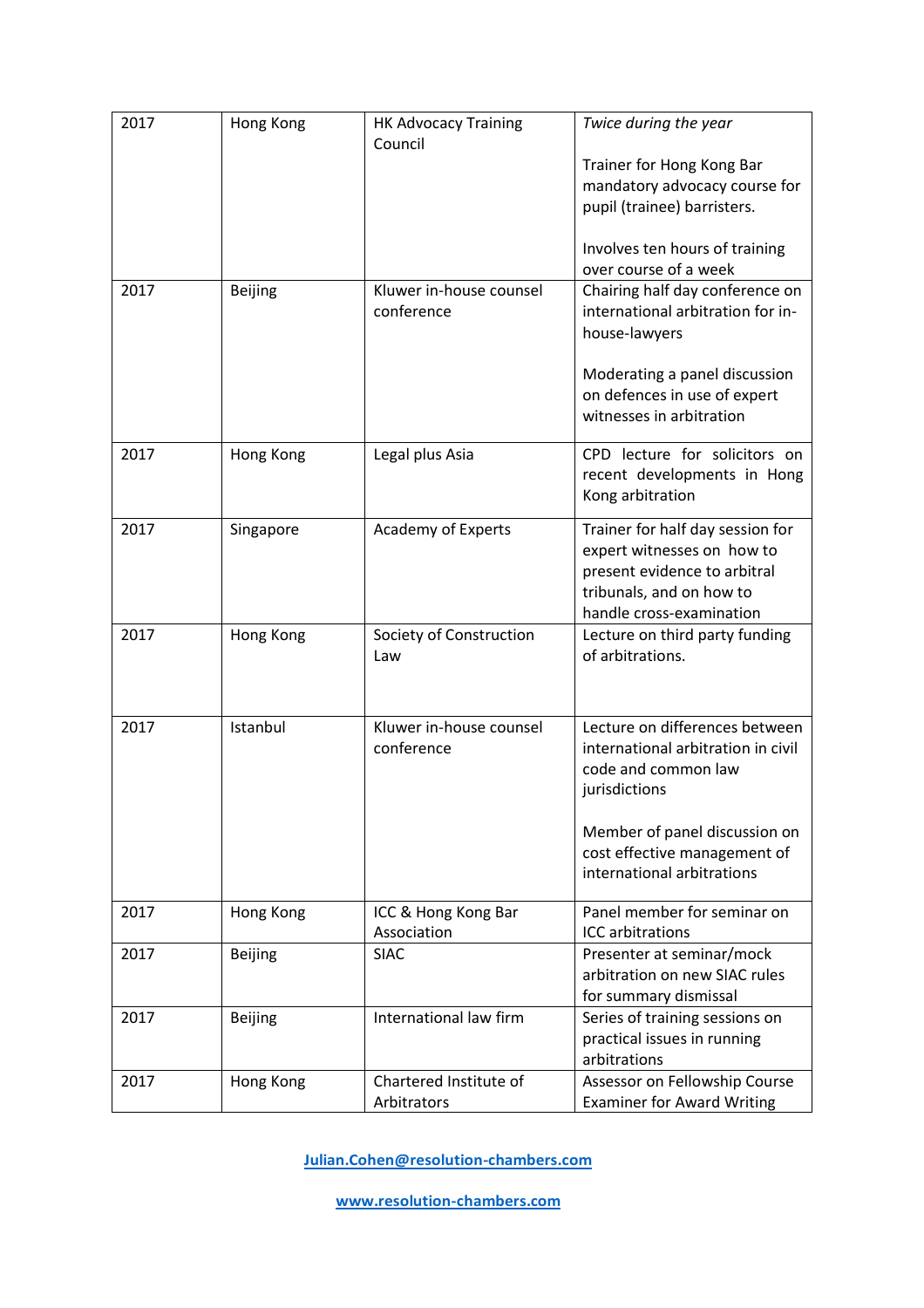| 2017 | Hong Kong | HK Advocacy Training Council | *Twice during the year*<br><br>Trainer for Hong Kong Bar mandatory advocacy course for pupil (trainee) barristers.<br><br>Involves ten hours of training over course of a week |
|---|---|---|---|
| 2017 | Beijing | Kluwer in-house counsel conference | Chairing half day conference on international arbitration for in-house-lawyers<br><br>Moderating a panel discussion on defences in use of expert witnesses in arbitration |
| 2017 | Hong Kong | Legal plus Asia | CPD lecture for solicitors on recent developments in Hong Kong arbitration |
| 2017 | Singapore | Academy of Experts | Trainer for half day session for expert witnesses on how to present evidence to arbitral tribunals, and on how to handle cross-examination |
| 2017 | Hong Kong | Society of Construction Law | Lecture on third party funding of arbitrations. |
| 2017 | Istanbul | Kluwer in-house counsel conference | Lecture on differences between international arbitration in civil code and common law jurisdictions<br><br>Member of panel discussion on cost effective management of international arbitrations |
| 2017 | Hong Kong | ICC & Hong Kong Bar Association | Panel member for seminar on ICC arbitrations |
| 2017 | Beijing | SIAC | Presenter at seminar/mock arbitration on new SIAC rules for summary dismissal |
| 2017 | Beijing | International law firm | Series of training sessions on practical issues in running arbitrations |
| 2017 | Hong Kong | Chartered Institute of Arbitrators | Assessor on Fellowship Course Examiner for Award Writing |

**Julian.Cohen@resolution-chambers.com**

**www.resolution-chambers.com**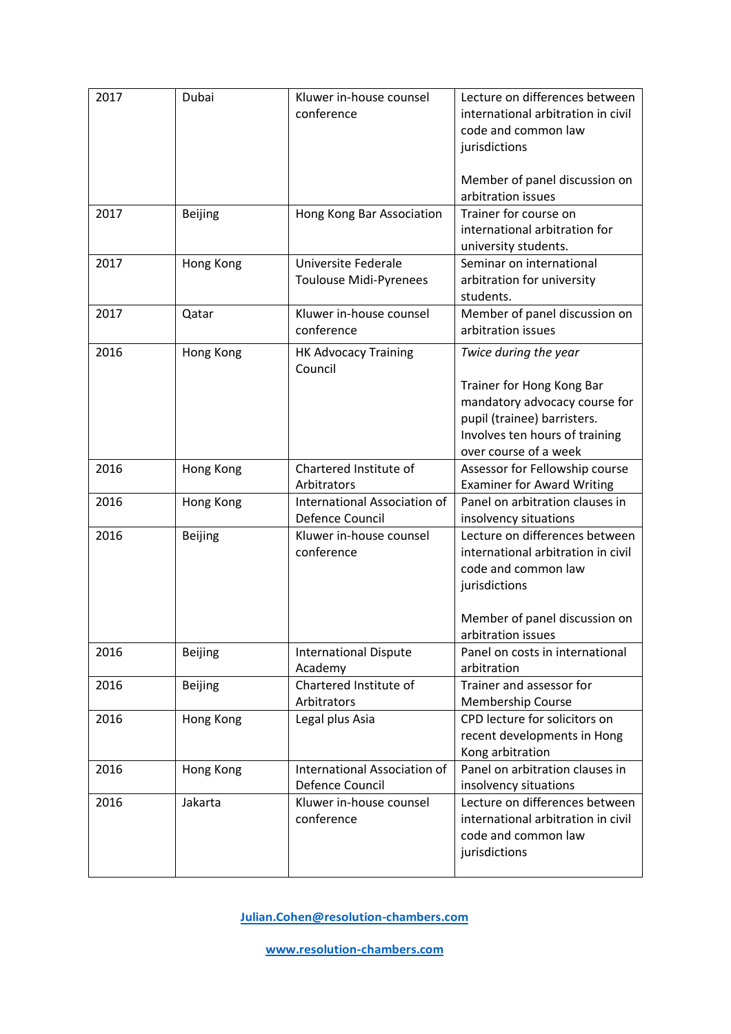| 2017 | Dubai | Kluwer in-house counsel conference | Lecture on differences between international arbitration in civil code and common law jurisdictions<br><br>Member of panel discussion on arbitration issues |
|---|---|---|---|
| 2017 | Beijing | Hong Kong Bar Association | Trainer for course on international arbitration for university students. |
| 2017 | Hong Kong | Universite Federale Toulouse Midi-Pyrenees | Seminar on international arbitration for university students. |
| 2017 | Qatar | Kluwer in-house counsel conference | Member of panel discussion on arbitration issues |
| 2016 | Hong Kong | HK Advocacy Training Council | *Twice during the year*<br><br>Trainer for Hong Kong Bar mandatory advocacy course for pupil (trainee) barristers. Involves ten hours of training over course of a week |
| 2016 | Hong Kong | Chartered Institute of Arbitrators | Assessor for Fellowship course Examiner for Award Writing |
| 2016 | Hong Kong | International Association of Defence Council | Panel on arbitration clauses in insolvency situations |
| 2016 | Beijing | Kluwer in-house counsel conference | Lecture on differences between international arbitration in civil code and common law jurisdictions<br><br>Member of panel discussion on arbitration issues |
| 2016 | Beijing | International Dispute Academy | Panel on costs in international arbitration |
| 2016 | Beijing | Chartered Institute of Arbitrators | Trainer and assessor for Membership Course |
| 2016 | Hong Kong | Legal plus Asia | CPD lecture for solicitors on recent developments in Hong Kong arbitration |
| 2016 | Hong Kong | International Association of Defence Council | Panel on arbitration clauses in insolvency situations |
| 2016 | Jakarta | Kluwer in-house counsel conference | Lecture on differences between international arbitration in civil code and common law jurisdictions |

**Julian.Cohen@resolution-chambers.com**

**www.resolution-chambers.com**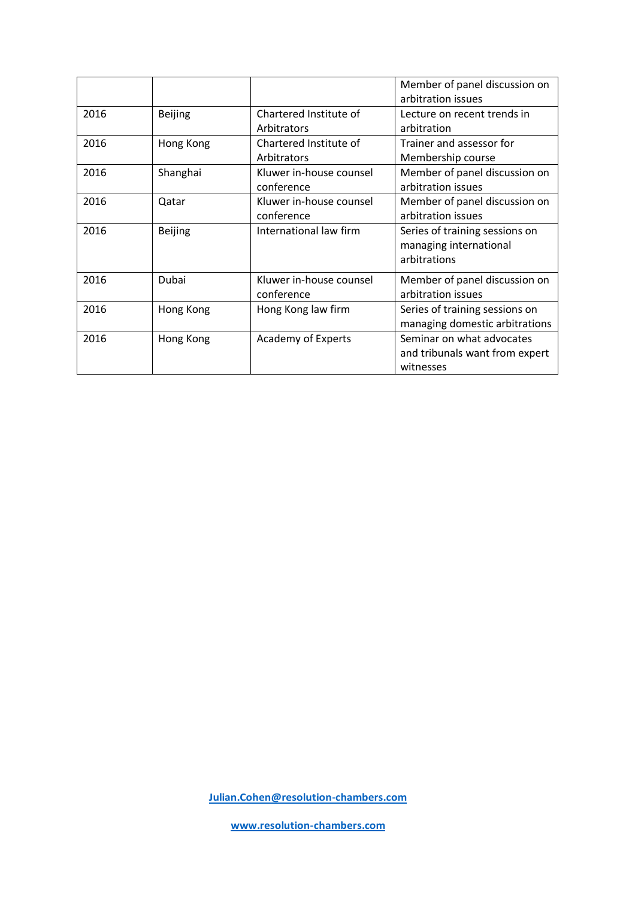| | | | |
|---|---|---|---|
| | | | Member of panel discussion on arbitration issues |
| 2016 | Beijing | Chartered Institute of Arbitrators | Lecture on recent trends in arbitration |
| 2016 | Hong Kong | Chartered Institute of Arbitrators | Trainer and assessor for Membership course |
| 2016 | Shanghai | Kluwer in-house counsel conference | Member of panel discussion on arbitration issues |
| 2016 | Qatar | Kluwer in-house counsel conference | Member of panel discussion on arbitration issues |
| 2016 | Beijing | International law firm | Series of training sessions on managing international arbitrations |
| 2016 | Dubai | Kluwer in-house counsel conference | Member of panel discussion on arbitration issues |
| 2016 | Hong Kong | Hong Kong law firm | Series of training sessions on managing domestic arbitrations |
| 2016 | Hong Kong | Academy of Experts | Seminar on what advocates and tribunals want from expert witnesses |

**Julian.Cohen@resolution-chambers.com**

**www.resolution-chambers.com**